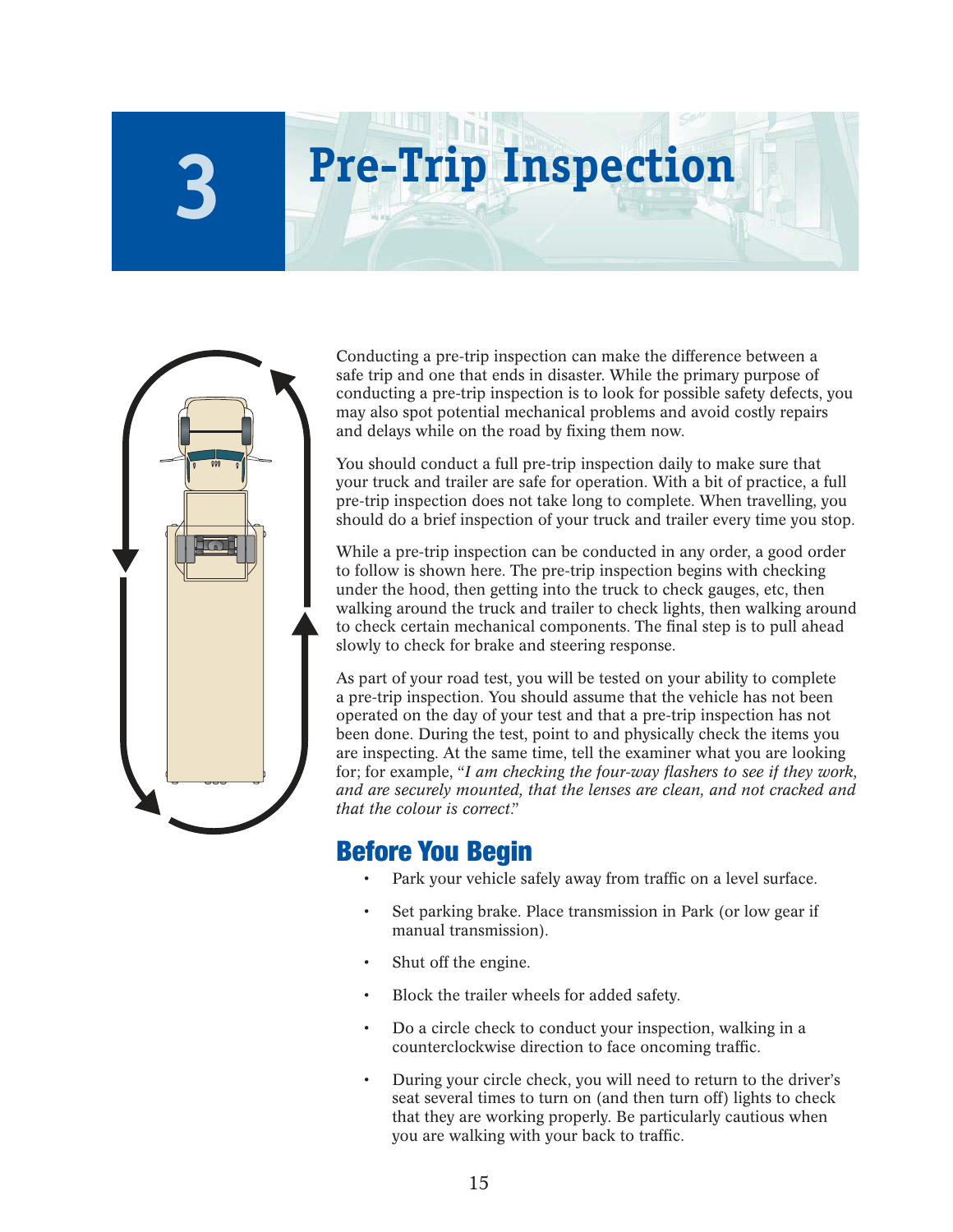# 3 Pre-Trip Inspection

Conducting a pre-trip inspection can make the difference between a safe trip and one that ends in disaster. While the primary purpose of conducting a pre-trip inspection is to look for possible safety defects, you may also spot potential mechanical problems and avoid costly repairs and delays while on the road by fixing them now.

You should conduct a full pre-trip inspection daily to make sure that your truck and trailer are safe for operation. With a bit of practice, a full pre-trip inspection does not take long to complete. When travelling, you should do a brief inspection of your truck and trailer every time you stop.

While a pre-trip inspection can be conducted in any order, a good order to follow is shown here. The pre-trip inspection begins with checking under the hood, then getting into the truck to check gauges, etc, then walking around the truck and trailer to check lights, then walking around to check certain mechanical components. The final step is to pull ahead slowly to check for brake and steering response.

As part of your road test, you will be tested on your ability to complete a pre-trip inspection. You should assume that the vehicle has not been operated on the day of your test and that a pre-trip inspection has not been done. During the test, point to and physically check the items you are inspecting. At the same time, tell the examiner what you are looking for; for example, "*I am checking the four-way flashers to see if they work, and are securely mounted, that the lenses are clean, and not cracked and that the colour is correct*."

## Before You Begin

- Park your vehicle safely away from traffic on a level surface.
- Set parking brake. Place transmission in Park (or low gear if manual transmission).
- Shut off the engine.
- Block the trailer wheels for added safety.
- Do a circle check to conduct your inspection, walking in a counterclockwise direction to face oncoming traffic.
- During your circle check, you will need to return to the driver's seat several times to turn on (and then turn off) lights to check that they are working properly. Be particularly cautious when you are walking with your back to traffic.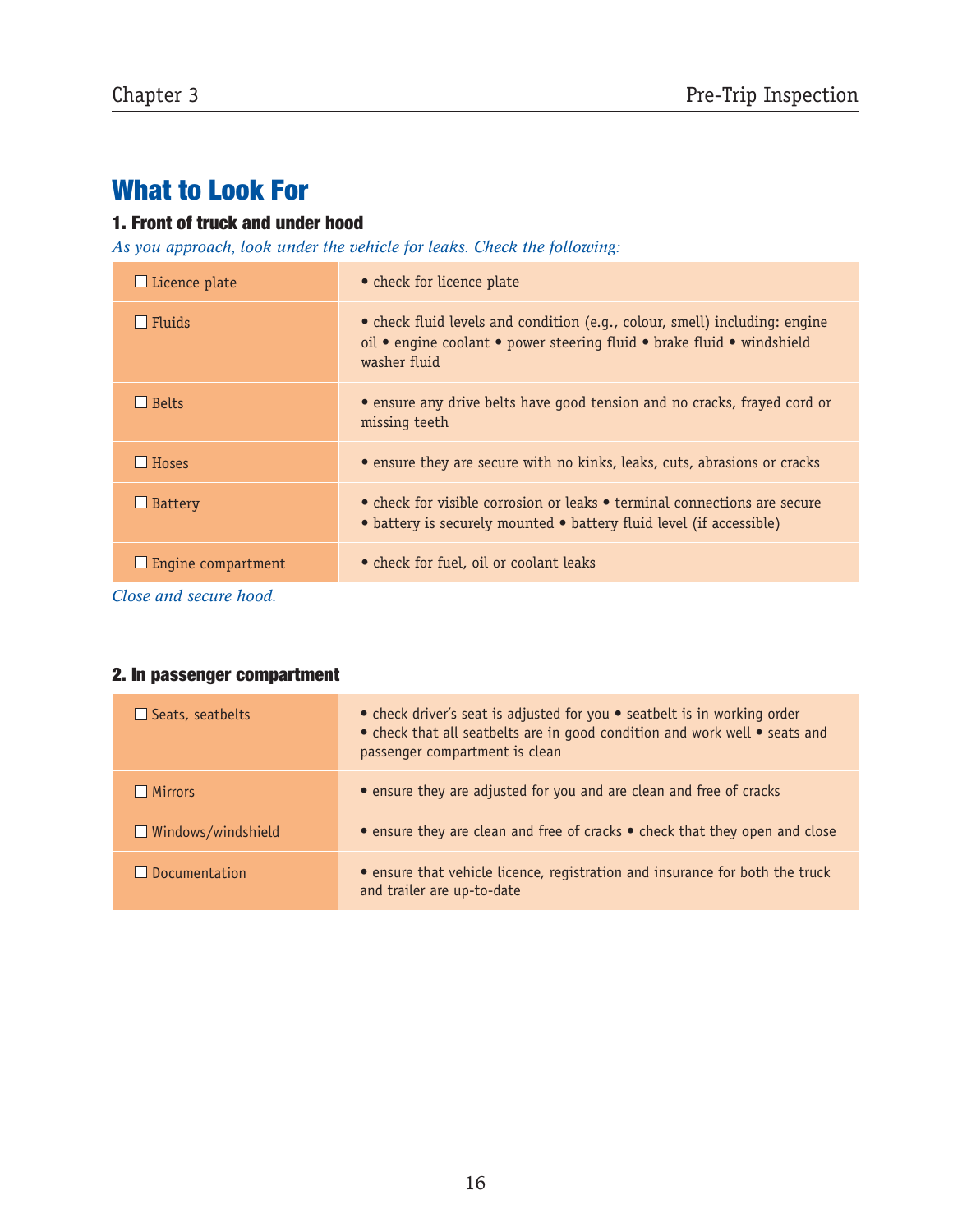## What to Look For

### 1. Front of truck and under hood

*As you approach, look under the vehicle for leaks. Check the following:*

| | |
|---|---|
| ☐ Licence plate | • check for licence plate |
| ☐ Fluids | • check fluid levels and condition (e.g., colour, smell) including: engine oil • engine coolant • power steering fluid • brake fluid • windshield washer fluid |
| ☐ Belts | • ensure any drive belts have good tension and no cracks, frayed cord or missing teeth |
| ☐ Hoses | • ensure they are secure with no kinks, leaks, cuts, abrasions or cracks |
| ☐ Battery | • check for visible corrosion or leaks • terminal connections are secure • battery is securely mounted • battery fluid level (if accessible) |
| ☐ Engine compartment | • check for fuel, oil or coolant leaks |

*Close and secure hood.*

### 2. In passenger compartment

| | |
|---|---|
| ☐ Seats, seatbelts | • check driver's seat is adjusted for you • seatbelt is in working order • check that all seatbelts are in good condition and work well • seats and passenger compartment is clean |
| ☐ Mirrors | • ensure they are adjusted for you and are clean and free of cracks |
| ☐ Windows/windshield | • ensure they are clean and free of cracks • check that they open and close |
| ☐ Documentation | • ensure that vehicle licence, registration and insurance for both the truck and trailer are up-to-date |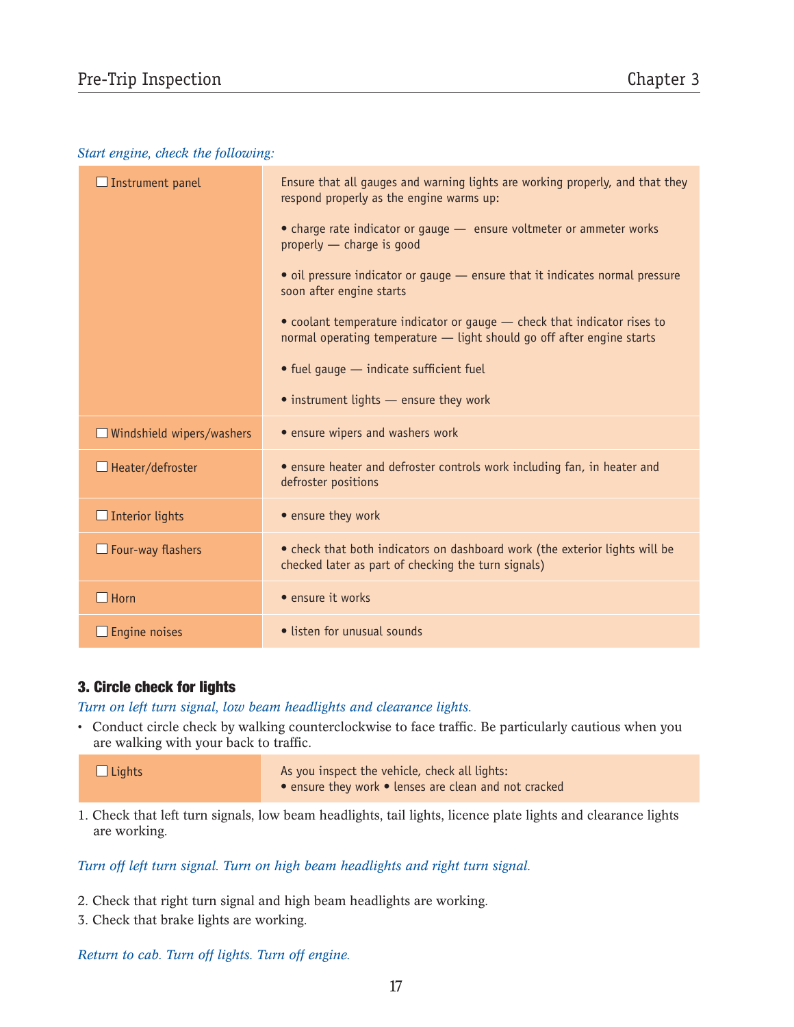*Start engine, check the following:*

| | |
|---|---|
| ☐ Instrument panel | Ensure that all gauges and warning lights are working properly, and that they respond properly as the engine warms up:<br><br>• charge rate indicator or gauge — ensure voltmeter or ammeter works properly — charge is good<br><br>• oil pressure indicator or gauge — ensure that it indicates normal pressure soon after engine starts<br><br>• coolant temperature indicator or gauge — check that indicator rises to normal operating temperature — light should go off after engine starts<br><br>• fuel gauge — indicate sufficient fuel<br><br>• instrument lights — ensure they work |
| ☐ Windshield wipers/washers | • ensure wipers and washers work |
| ☐ Heater/defroster | • ensure heater and defroster controls work including fan, in heater and defroster positions |
| ☐ Interior lights | • ensure they work |
| ☐ Four-way flashers | • check that both indicators on dashboard work (the exterior lights will be checked later as part of checking the turn signals) |
| ☐ Horn | • ensure it works |
| ☐ Engine noises | • listen for unusual sounds |

### 3. Circle check for lights

*Turn on left turn signal, low beam headlights and clearance lights.*

- Conduct circle check by walking counterclockwise to face traffic. Be particularly cautious when you are walking with your back to traffic.

| | |
|---|---|
| ☐ Lights | As you inspect the vehicle, check all lights:<br>• ensure they work • lenses are clean and not cracked |

1. Check that left turn signals, low beam headlights, tail lights, licence plate lights and clearance lights are working.

*Turn off left turn signal. Turn on high beam headlights and right turn signal.*

2. Check that right turn signal and high beam headlights are working.
3. Check that brake lights are working.

*Return to cab. Turn off lights. Turn off engine.*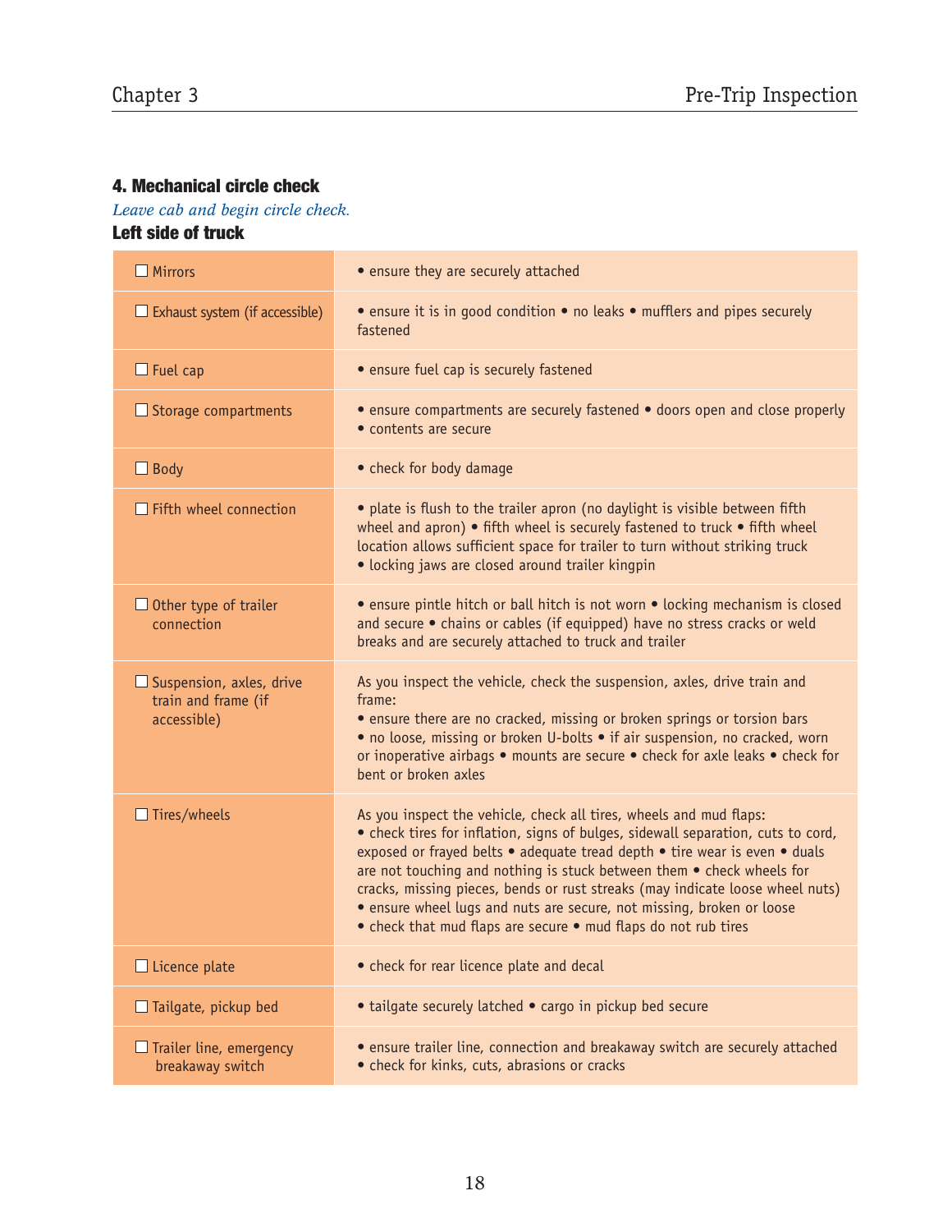### 4. Mechanical circle check

*Leave cab and begin circle check.*

#### Left side of truck

| | |
|---|---|
| ☐ Mirrors | • ensure they are securely attached |
| ☐ Exhaust system (if accessible) | • ensure it is in good condition • no leaks • mufflers and pipes securely fastened |
| ☐ Fuel cap | • ensure fuel cap is securely fastened |
| ☐ Storage compartments | • ensure compartments are securely fastened • doors open and close properly • contents are secure |
| ☐ Body | • check for body damage |
| ☐ Fifth wheel connection | • plate is flush to the trailer apron (no daylight is visible between fifth wheel and apron) • fifth wheel is securely fastened to truck • fifth wheel location allows sufficient space for trailer to turn without striking truck • locking jaws are closed around trailer kingpin |
| ☐ Other type of trailer connection | • ensure pintle hitch or ball hitch is not worn • locking mechanism is closed and secure • chains or cables (if equipped) have no stress cracks or weld breaks and are securely attached to truck and trailer |
| ☐ Suspension, axles, drive train and frame (if accessible) | As you inspect the vehicle, check the suspension, axles, drive train and frame: • ensure there are no cracked, missing or broken springs or torsion bars • no loose, missing or broken U-bolts • if air suspension, no cracked, worn or inoperative airbags • mounts are secure • check for axle leaks • check for bent or broken axles |
| ☐ Tires/wheels | As you inspect the vehicle, check all tires, wheels and mud flaps: • check tires for inflation, signs of bulges, sidewall separation, cuts to cord, exposed or frayed belts • adequate tread depth • tire wear is even • duals are not touching and nothing is stuck between them • check wheels for cracks, missing pieces, bends or rust streaks (may indicate loose wheel nuts) • ensure wheel lugs and nuts are secure, not missing, broken or loose • check that mud flaps are secure • mud flaps do not rub tires |
| ☐ Licence plate | • check for rear licence plate and decal |
| ☐ Tailgate, pickup bed | • tailgate securely latched • cargo in pickup bed secure |
| ☐ Trailer line, emergency breakaway switch | • ensure trailer line, connection and breakaway switch are securely attached • check for kinks, cuts, abrasions or cracks |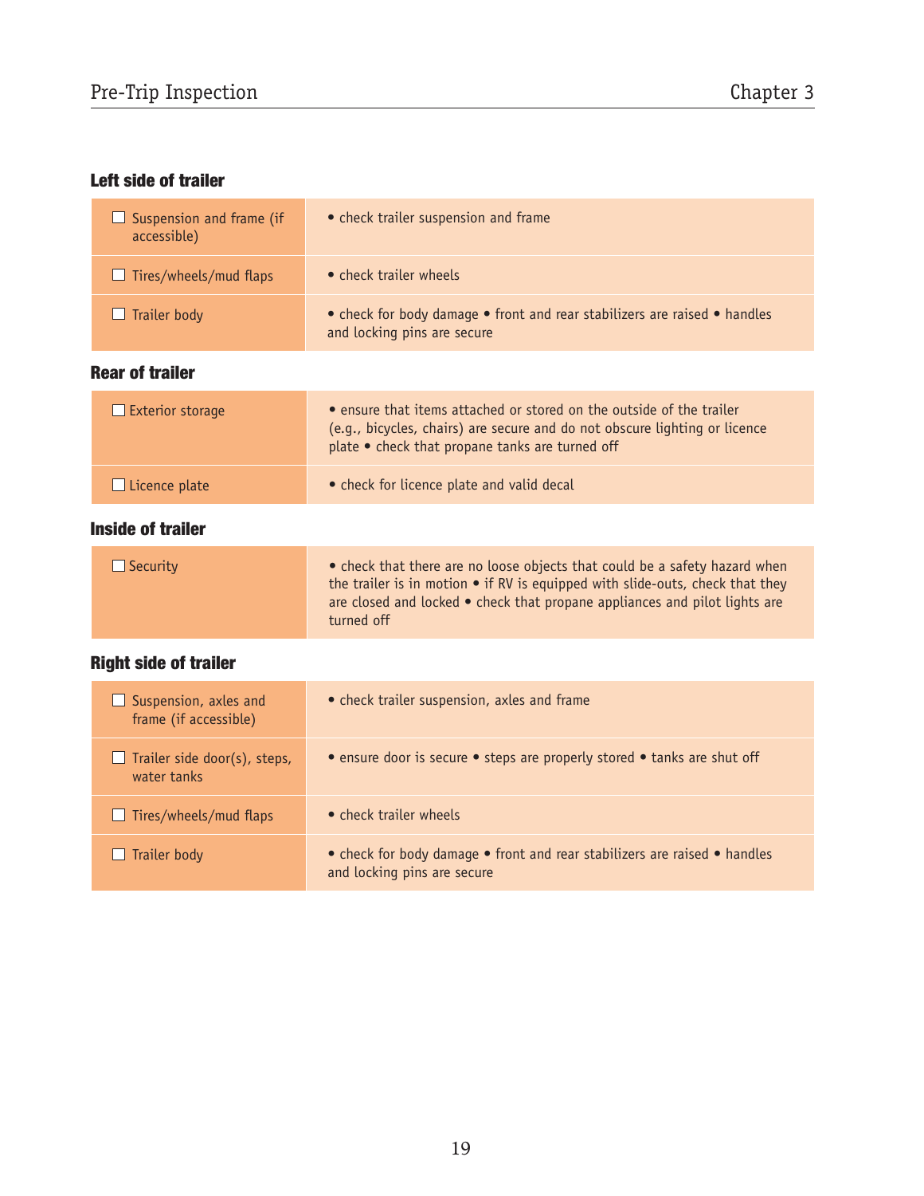### Left side of trailer

| | |
|---|---|
| ☐ Suspension and frame (if accessible) | • check trailer suspension and frame |
| ☐ Tires/wheels/mud flaps | • check trailer wheels |
| ☐ Trailer body | • check for body damage • front and rear stabilizers are raised • handles and locking pins are secure |

### Rear of trailer

| | |
|---|---|
| ☐ Exterior storage | • ensure that items attached or stored on the outside of the trailer (e.g., bicycles, chairs) are secure and do not obscure lighting or licence plate • check that propane tanks are turned off |
| ☐ Licence plate | • check for licence plate and valid decal |

### Inside of trailer

| | |
|---|---|
| ☐ Security | • check that there are no loose objects that could be a safety hazard when the trailer is in motion • if RV is equipped with slide-outs, check that they are closed and locked • check that propane appliances and pilot lights are turned off |

### Right side of trailer

| | |
|---|---|
| ☐ Suspension, axles and frame (if accessible) | • check trailer suspension, axles and frame |
| ☐ Trailer side door(s), steps, water tanks | • ensure door is secure • steps are properly stored • tanks are shut off |
| ☐ Tires/wheels/mud flaps | • check trailer wheels |
| ☐ Trailer body | • check for body damage • front and rear stabilizers are raised • handles and locking pins are secure |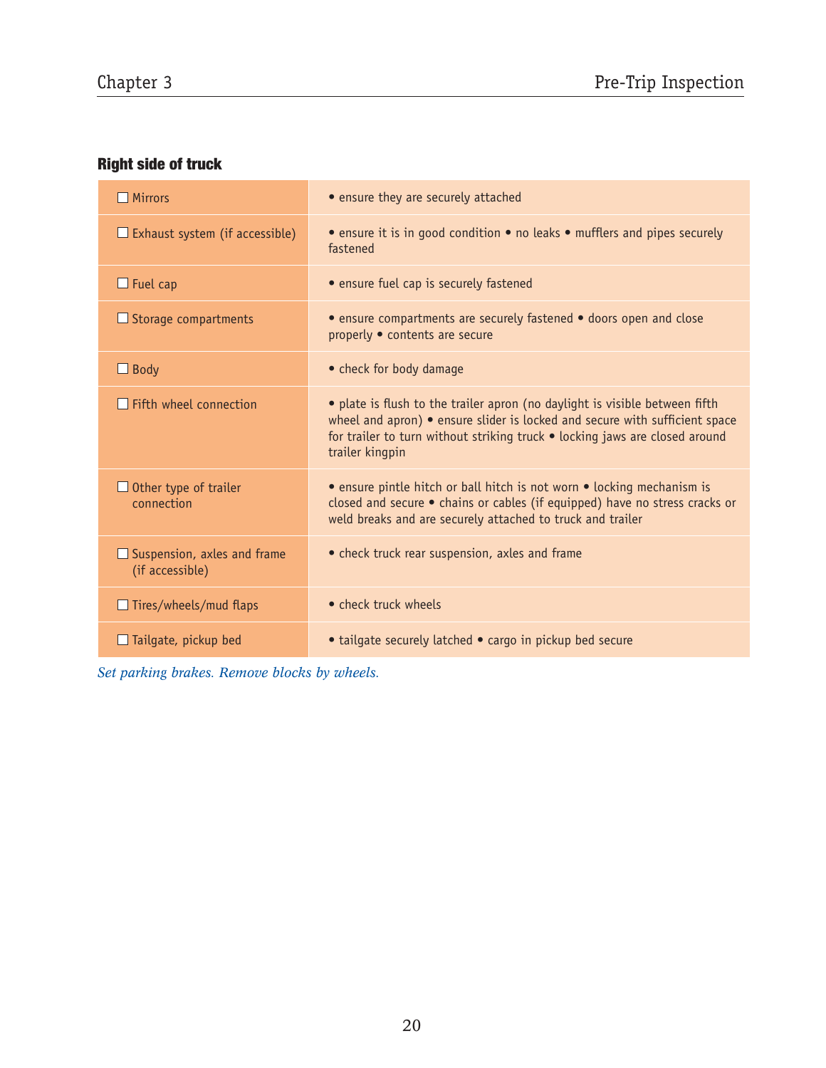### Right side of truck

| | |
|---|---|
| ☐ Mirrors | • ensure they are securely attached |
| ☐ Exhaust system (if accessible) | • ensure it is in good condition • no leaks • mufflers and pipes securely fastened |
| ☐ Fuel cap | • ensure fuel cap is securely fastened |
| ☐ Storage compartments | • ensure compartments are securely fastened • doors open and close properly • contents are secure |
| ☐ Body | • check for body damage |
| ☐ Fifth wheel connection | • plate is flush to the trailer apron (no daylight is visible between fifth wheel and apron) • ensure slider is locked and secure with sufficient space for trailer to turn without striking truck • locking jaws are closed around trailer kingpin |
| ☐ Other type of trailer connection | • ensure pintle hitch or ball hitch is not worn • locking mechanism is closed and secure • chains or cables (if equipped) have no stress cracks or weld breaks and are securely attached to truck and trailer |
| ☐ Suspension, axles and frame (if accessible) | • check truck rear suspension, axles and frame |
| ☐ Tires/wheels/mud flaps | • check truck wheels |
| ☐ Tailgate, pickup bed | • tailgate securely latched • cargo in pickup bed secure |

*Set parking brakes. Remove blocks by wheels.*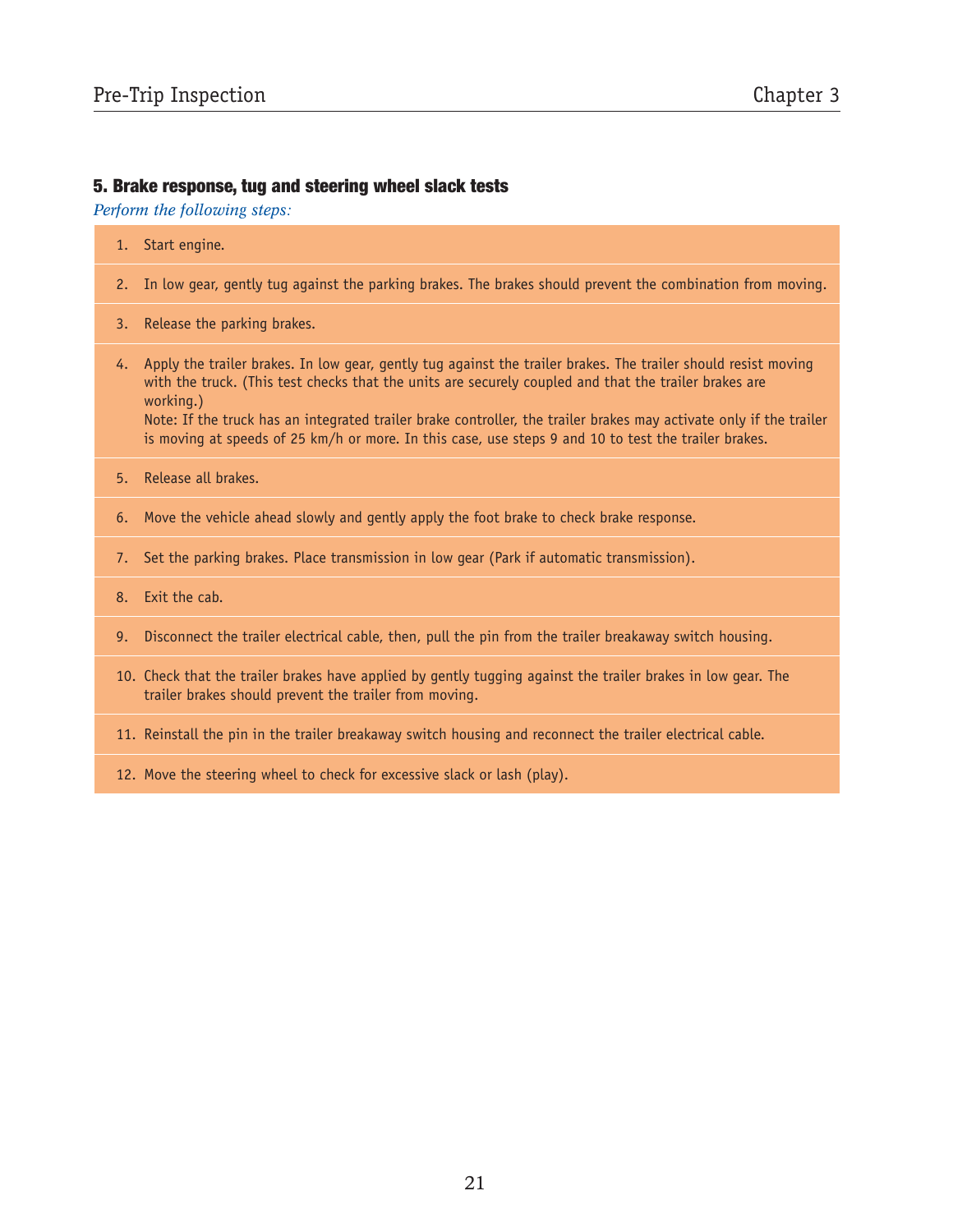### 5. Brake response, tug and steering wheel slack tests

*Perform the following steps:*

1. Start engine.
2. In low gear, gently tug against the parking brakes. The brakes should prevent the combination from moving.
3. Release the parking brakes.
4. Apply the trailer brakes. In low gear, gently tug against the trailer brakes. The trailer should resist moving with the truck. (This test checks that the units are securely coupled and that the trailer brakes are working.)
   Note: If the truck has an integrated trailer brake controller, the trailer brakes may activate only if the trailer is moving at speeds of 25 km/h or more. In this case, use steps 9 and 10 to test the trailer brakes.
5. Release all brakes.
6. Move the vehicle ahead slowly and gently apply the foot brake to check brake response.
7. Set the parking brakes. Place transmission in low gear (Park if automatic transmission).
8. Exit the cab.
9. Disconnect the trailer electrical cable, then, pull the pin from the trailer breakaway switch housing.
10. Check that the trailer brakes have applied by gently tugging against the trailer brakes in low gear. The trailer brakes should prevent the trailer from moving.
11. Reinstall the pin in the trailer breakaway switch housing and reconnect the trailer electrical cable.
12. Move the steering wheel to check for excessive slack or lash (play).